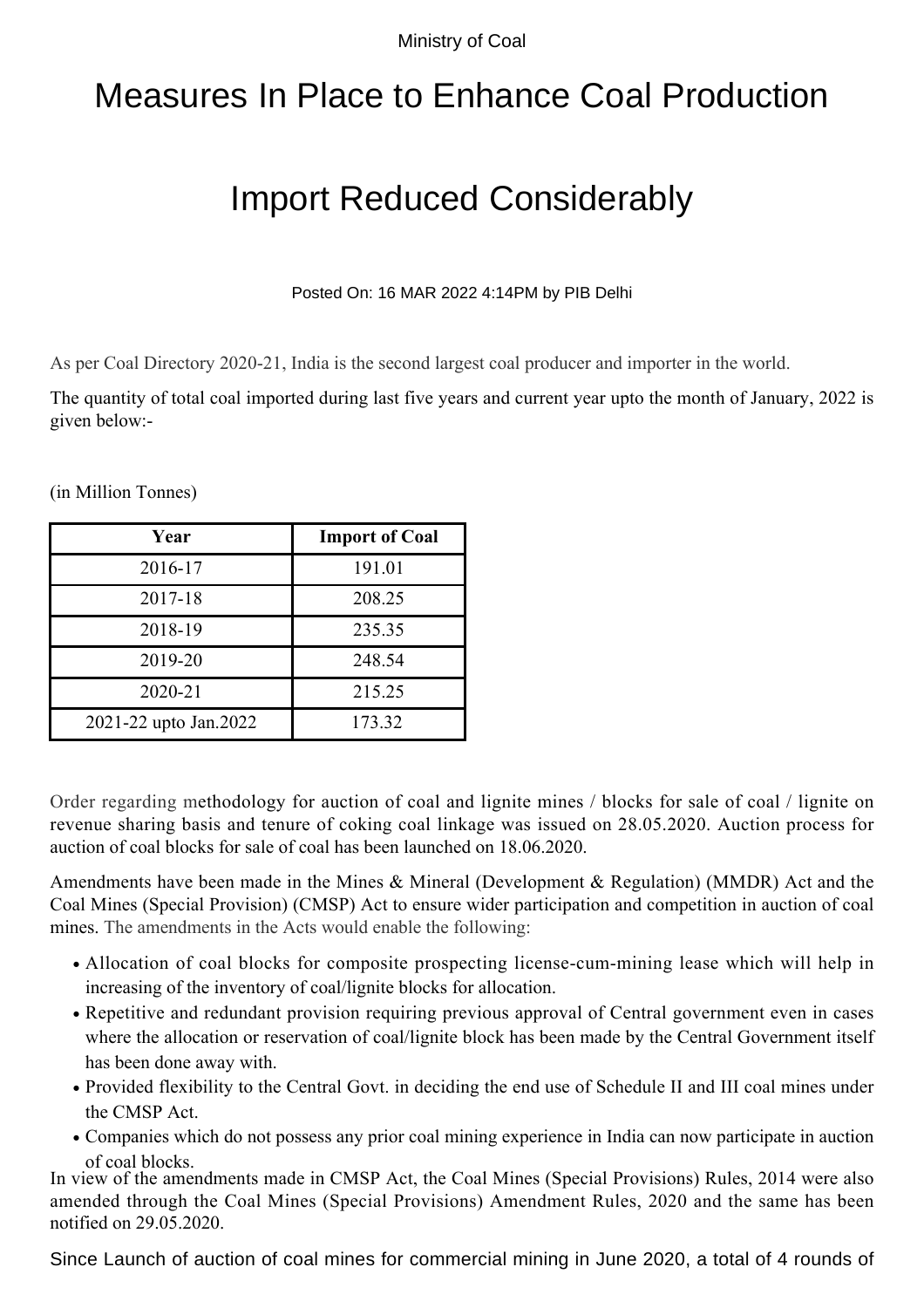Ministry of Coal

# Measures In Place to Enhance Coal Production

# Import Reduced Considerably

Posted On: 16 MAR 2022 4:14PM by PIB Delhi

As per Coal Directory 2020-21, India is the second largest coal producer and importer in the world.

The quantity of total coal imported during last five years and current year upto the month of January, 2022 is given below:-

(in Million Tonnes)

| Year | Import of Coal |
|---|---|
| 2016-17 | 191.01 |
| 2017-18 | 208.25 |
| 2018-19 | 235.35 |
| 2019-20 | 248.54 |
| 2020-21 | 215.25 |
| 2021-22 upto Jan.2022 | 173.32 |

Order regarding methodology for auction of coal and lignite mines / blocks for sale of coal / lignite on revenue sharing basis and tenure of coking coal linkage was issued on 28.05.2020. Auction process for auction of coal blocks for sale of coal has been launched on 18.06.2020.

Amendments have been made in the Mines & Mineral (Development & Regulation) (MMDR) Act and the Coal Mines (Special Provision) (CMSP) Act to ensure wider participation and competition in auction of coal mines. The amendments in the Acts would enable the following:

- Allocation of coal blocks for composite prospecting license-cum-mining lease which will help in increasing of the inventory of coal/lignite blocks for allocation.
- Repetitive and redundant provision requiring previous approval of Central government even in cases where the allocation or reservation of coal/lignite block has been made by the Central Government itself has been done away with.
- Provided flexibility to the Central Govt. in deciding the end use of Schedule II and III coal mines under the CMSP Act.
- Companies which do not possess any prior coal mining experience in India can now participate in auction of coal blocks.

In view of the amendments made in CMSP Act, the Coal Mines (Special Provisions) Rules, 2014 were also amended through the Coal Mines (Special Provisions) Amendment Rules, 2020 and the same has been notified on 29.05.2020.

Since Launch of auction of coal mines for commercial mining in June 2020, a total of 4 rounds of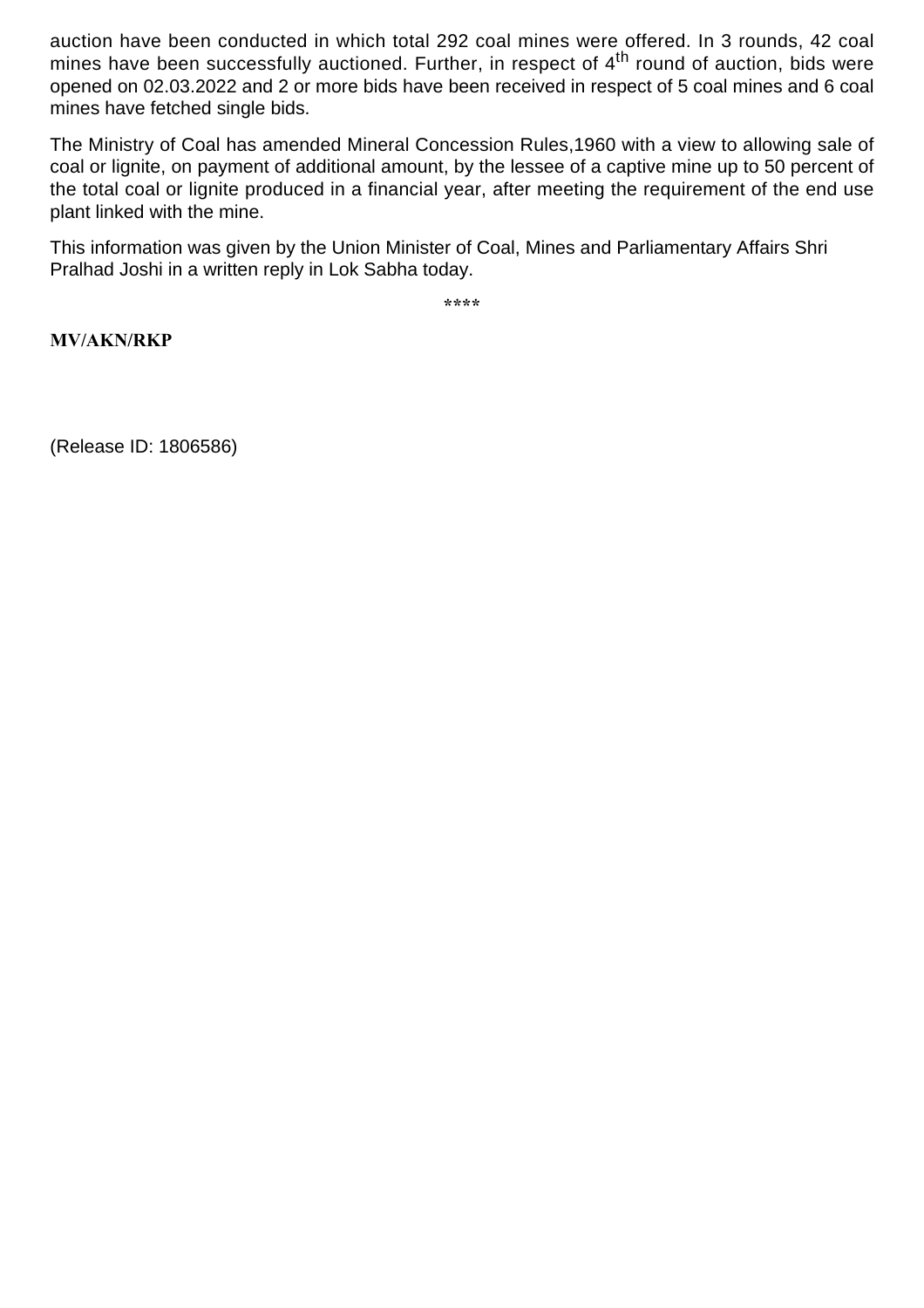auction have been conducted in which total 292 coal mines were offered. In 3 rounds, 42 coal mines have been successfully auctioned. Further, in respect of 4th round of auction, bids were opened on 02.03.2022 and 2 or more bids have been received in respect of 5 coal mines and 6 coal mines have fetched single bids.

The Ministry of Coal has amended Mineral Concession Rules,1960 with a view to allowing sale of coal or lignite, on payment of additional amount, by the lessee of a captive mine up to 50 percent of the total coal or lignite produced in a financial year, after meeting the requirement of the end use plant linked with the mine.

This information was given by the Union Minister of Coal, Mines and Parliamentary Affairs Shri Pralhad Joshi in a written reply in Lok Sabha today.

****

**MV/AKN/RKP**

(Release ID: 1806586)